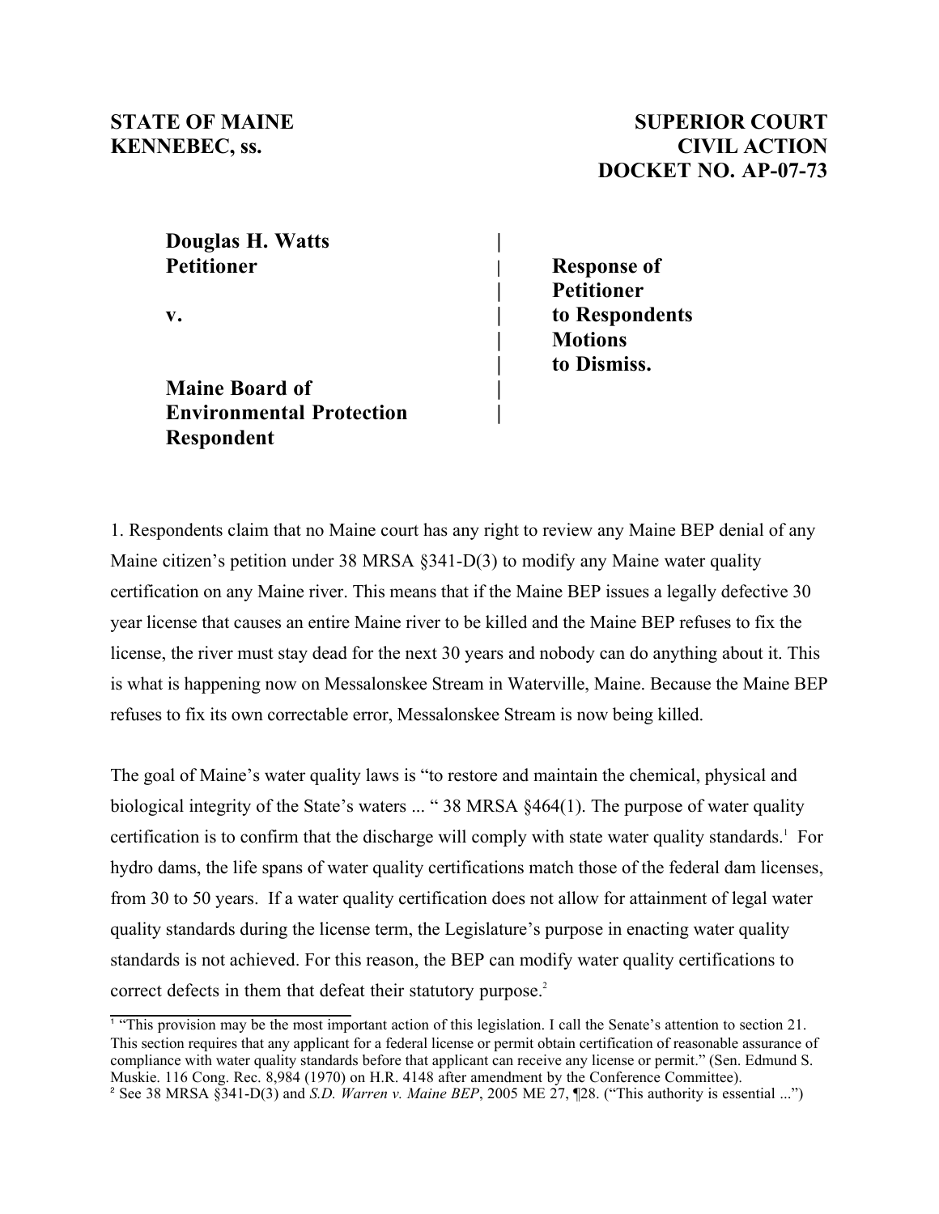**STATE OF MAINE**
**KENNEBEC, ss.**

**SUPERIOR COURT**
**CIVIL ACTION**
**DOCKET NO. AP-07-73**

| | |
|---|---|
| **Douglas H. Watts** **Petitioner** | **Response of Petitioner to Respondents Motions to Dismiss.** |
| **v.** | |
| **Maine Board of Environmental Protection** **Respondent** | |

1. Respondents claim that no Maine court has any right to review any Maine BEP denial of any Maine citizen's petition under 38 MRSA §341-D(3) to modify any Maine water quality certification on any Maine river. This means that if the Maine BEP issues a legally defective 30 year license that causes an entire Maine river to be killed and the Maine BEP refuses to fix the license, the river must stay dead for the next 30 years and nobody can do anything about it. This is what is happening now on Messalonskee Stream in Waterville, Maine. Because the Maine BEP refuses to fix its own correctable error, Messalonskee Stream is now being killed.

The goal of Maine's water quality laws is "to restore and maintain the chemical, physical and biological integrity of the State's waters ... " 38 MRSA §464(1). The purpose of water quality certification is to confirm that the discharge will comply with state water quality standards.[1] For hydro dams, the life spans of water quality certifications match those of the federal dam licenses, from 30 to 50 years. If a water quality certification does not allow for attainment of legal water quality standards during the license term, the Legislature's purpose in enacting water quality standards is not achieved. For this reason, the BEP can modify water quality certifications to correct defects in them that defeat their statutory purpose.[2]

---

[1] "This provision may be the most important action of this legislation. I call the Senate's attention to section 21. This section requires that any applicant for a federal license or permit obtain certification of reasonable assurance of compliance with water quality standards before that applicant can receive any license or permit." (Sen. Edmund S. Muskie. 116 Cong. Rec. 8,984 (1970) on H.R. 4148 after amendment by the Conference Committee).

[2] See 38 MRSA §341-D(3) and *S.D. Warren v. Maine BEP*, 2005 ME 27, ¶28. ("This authority is essential ...")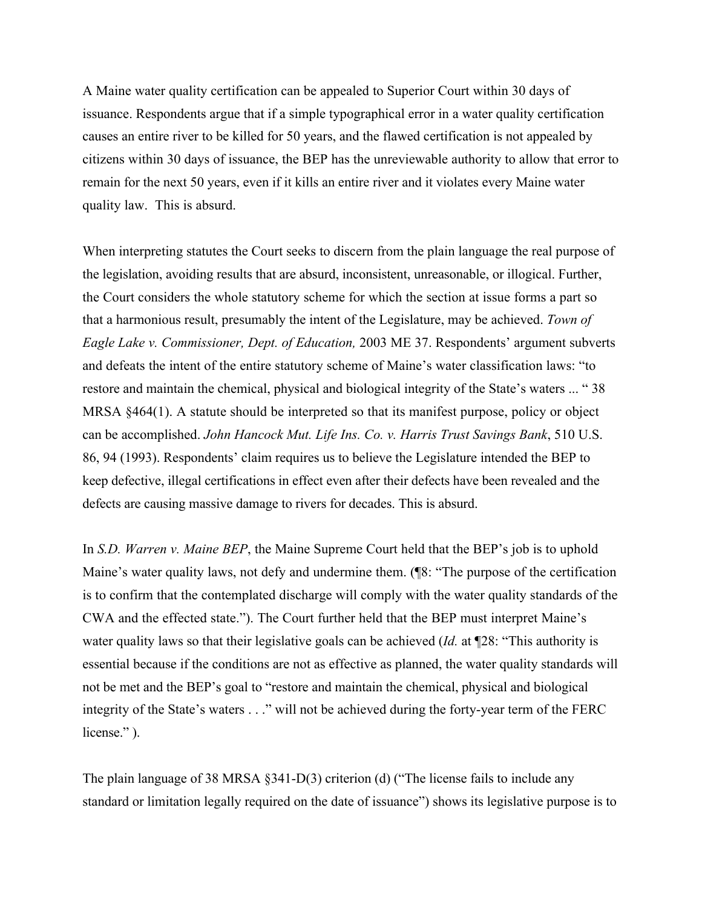A Maine water quality certification can be appealed to Superior Court within 30 days of issuance. Respondents argue that if a simple typographical error in a water quality certification causes an entire river to be killed for 50 years, and the flawed certification is not appealed by citizens within 30 days of issuance, the BEP has the unreviewable authority to allow that error to remain for the next 50 years, even if it kills an entire river and it violates every Maine water quality law. This is absurd.

When interpreting statutes the Court seeks to discern from the plain language the real purpose of the legislation, avoiding results that are absurd, inconsistent, unreasonable, or illogical. Further, the Court considers the whole statutory scheme for which the section at issue forms a part so that a harmonious result, presumably the intent of the Legislature, may be achieved. *Town of Eagle Lake v. Commissioner, Dept. of Education,* 2003 ME 37. Respondents' argument subverts and defeats the intent of the entire statutory scheme of Maine's water classification laws: "to restore and maintain the chemical, physical and biological integrity of the State's waters ... " 38 MRSA §464(1). A statute should be interpreted so that its manifest purpose, policy or object can be accomplished. *John Hancock Mut. Life Ins. Co. v. Harris Trust Savings Bank*, 510 U.S. 86, 94 (1993). Respondents' claim requires us to believe the Legislature intended the BEP to keep defective, illegal certifications in effect even after their defects have been revealed and the defects are causing massive damage to rivers for decades. This is absurd.

In *S.D. Warren v. Maine BEP*, the Maine Supreme Court held that the BEP's job is to uphold Maine's water quality laws, not defy and undermine them. (¶8: "The purpose of the certification is to confirm that the contemplated discharge will comply with the water quality standards of the CWA and the effected state."). The Court further held that the BEP must interpret Maine's water quality laws so that their legislative goals can be achieved (*Id.* at ¶28: "This authority is essential because if the conditions are not as effective as planned, the water quality standards will not be met and the BEP's goal to "restore and maintain the chemical, physical and biological integrity of the State's waters . . ." will not be achieved during the forty-year term of the FERC license." ).

The plain language of 38 MRSA §341-D(3) criterion (d) ("The license fails to include any standard or limitation legally required on the date of issuance") shows its legislative purpose is to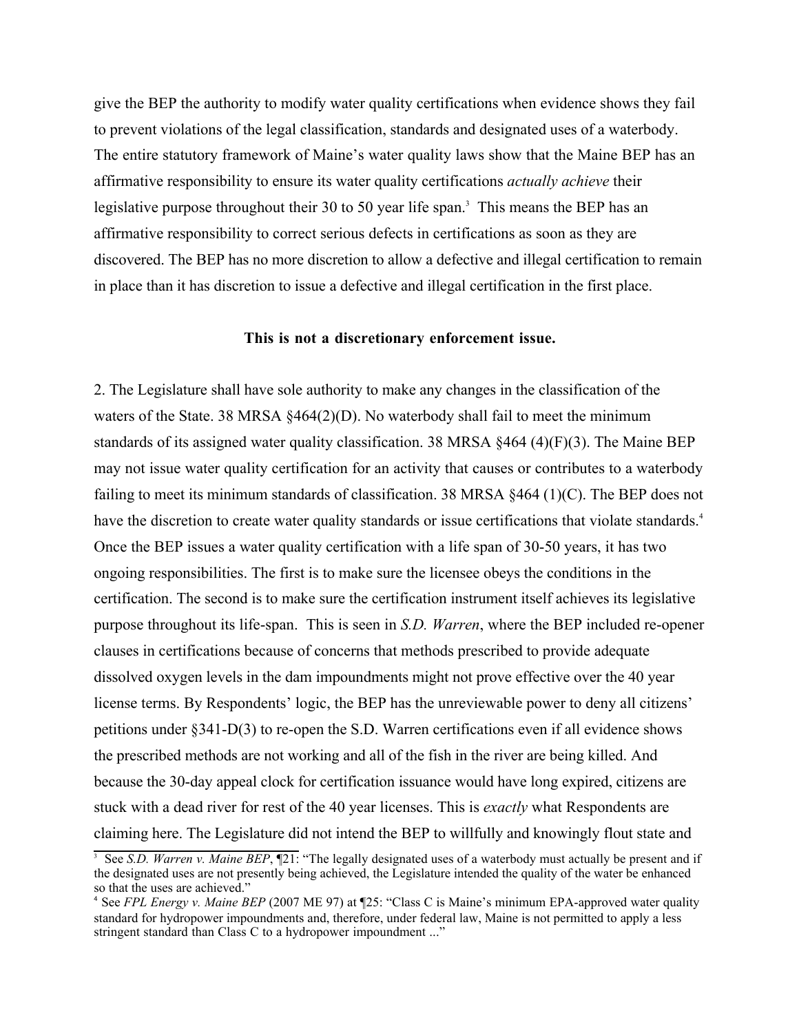give the BEP the authority to modify water quality certifications when evidence shows they fail to prevent violations of the legal classification, standards and designated uses of a waterbody. The entire statutory framework of Maine's water quality laws show that the Maine BEP has an affirmative responsibility to ensure its water quality certifications *actually achieve* their legislative purpose throughout their 30 to 50 year life span.[3] This means the BEP has an affirmative responsibility to correct serious defects in certifications as soon as they are discovered. The BEP has no more discretion to allow a defective and illegal certification to remain in place than it has discretion to issue a defective and illegal certification in the first place.

**This is not a discretionary enforcement issue.**

2. The Legislature shall have sole authority to make any changes in the classification of the waters of the State. 38 MRSA §464(2)(D). No waterbody shall fail to meet the minimum standards of its assigned water quality classification. 38 MRSA §464 (4)(F)(3). The Maine BEP may not issue water quality certification for an activity that causes or contributes to a waterbody failing to meet its minimum standards of classification. 38 MRSA §464 (1)(C). The BEP does not have the discretion to create water quality standards or issue certifications that violate standards.[4] Once the BEP issues a water quality certification with a life span of 30-50 years, it has two ongoing responsibilities. The first is to make sure the licensee obeys the conditions in the certification. The second is to make sure the certification instrument itself achieves its legislative purpose throughout its life-span. This is seen in *S.D. Warren*, where the BEP included re-opener clauses in certifications because of concerns that methods prescribed to provide adequate dissolved oxygen levels in the dam impoundments might not prove effective over the 40 year license terms. By Respondents' logic, the BEP has the unreviewable power to deny all citizens' petitions under §341-D(3) to re-open the S.D. Warren certifications even if all evidence shows the prescribed methods are not working and all of the fish in the river are being killed. And because the 30-day appeal clock for certification issuance would have long expired, citizens are stuck with a dead river for rest of the 40 year licenses. This is *exactly* what Respondents are claiming here. The Legislature did not intend the BEP to willfully and knowingly flout state and

---

[3] See *S.D. Warren v. Maine BEP*, ¶21: "The legally designated uses of a waterbody must actually be present and if the designated uses are not presently being achieved, the Legislature intended the quality of the water be enhanced so that the uses are achieved."

[4] See *FPL Energy v. Maine BEP* (2007 ME 97) at ¶25: "Class C is Maine's minimum EPA-approved water quality standard for hydropower impoundments and, therefore, under federal law, Maine is not permitted to apply a less stringent standard than Class C to a hydropower impoundment ..."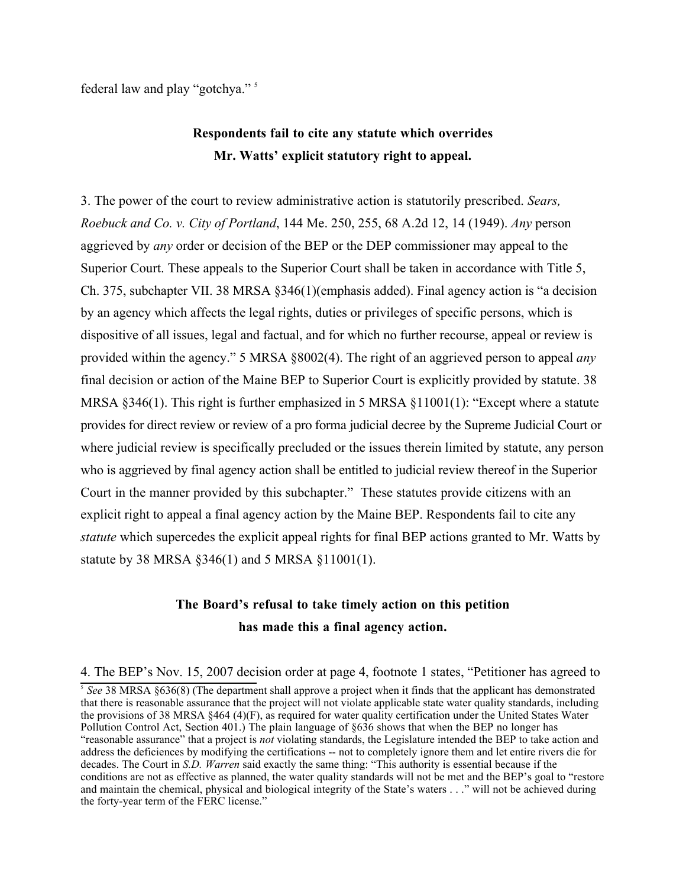federal law and play "gotchya." [5]

**Respondents fail to cite any statute which overrides Mr. Watts' explicit statutory right to appeal.**

3. The power of the court to review administrative action is statutorily prescribed. *Sears, Roebuck and Co. v. City of Portland*, 144 Me. 250, 255, 68 A.2d 12, 14 (1949). *Any* person aggrieved by *any* order or decision of the BEP or the DEP commissioner may appeal to the Superior Court. These appeals to the Superior Court shall be taken in accordance with Title 5, Ch. 375, subchapter VII. 38 MRSA §346(1)(emphasis added). Final agency action is "a decision by an agency which affects the legal rights, duties or privileges of specific persons, which is dispositive of all issues, legal and factual, and for which no further recourse, appeal or review is provided within the agency." 5 MRSA §8002(4). The right of an aggrieved person to appeal *any* final decision or action of the Maine BEP to Superior Court is explicitly provided by statute. 38 MRSA §346(1). This right is further emphasized in 5 MRSA §11001(1): "Except where a statute provides for direct review or review of a pro forma judicial decree by the Supreme Judicial Court or where judicial review is specifically precluded or the issues therein limited by statute, any person who is aggrieved by final agency action shall be entitled to judicial review thereof in the Superior Court in the manner provided by this subchapter." These statutes provide citizens with an explicit right to appeal a final agency action by the Maine BEP. Respondents fail to cite any *statute* which supercedes the explicit appeal rights for final BEP actions granted to Mr. Watts by statute by 38 MRSA §346(1) and 5 MRSA §11001(1).

**The Board's refusal to take timely action on this petition has made this a final agency action.**

4. The BEP's Nov. 15, 2007 decision order at page 4, footnote 1 states, "Petitioner has agreed to

[5] *See* 38 MRSA §636(8) (The department shall approve a project when it finds that the applicant has demonstrated that there is reasonable assurance that the project will not violate applicable state water quality standards, including the provisions of 38 MRSA §464 (4)(F), as required for water quality certification under the United States Water Pollution Control Act, Section 401.) The plain language of §636 shows that when the BEP no longer has "reasonable assurance" that a project is *not* violating standards, the Legislature intended the BEP to take action and address the deficiences by modifying the certifications -- not to completely ignore them and let entire rivers die for decades. The Court in *S.D. Warren* said exactly the same thing: "This authority is essential because if the conditions are not as effective as planned, the water quality standards will not be met and the BEP's goal to "restore and maintain the chemical, physical and biological integrity of the State's waters . . ." will not be achieved during the forty-year term of the FERC license."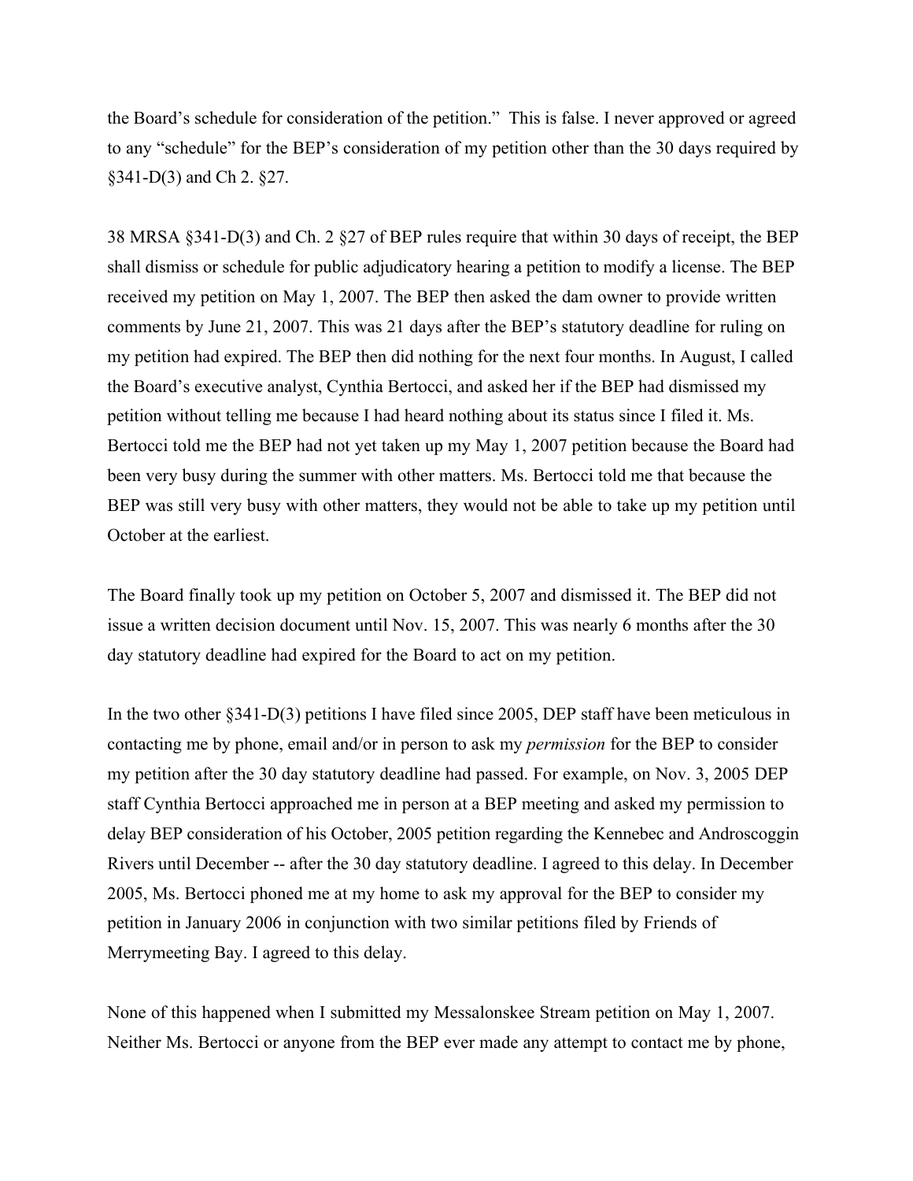the Board's schedule for consideration of the petition." This is false. I never approved or agreed to any "schedule" for the BEP's consideration of my petition other than the 30 days required by §341-D(3) and Ch 2. §27.

38 MRSA §341-D(3) and Ch. 2 §27 of BEP rules require that within 30 days of receipt, the BEP shall dismiss or schedule for public adjudicatory hearing a petition to modify a license. The BEP received my petition on May 1, 2007. The BEP then asked the dam owner to provide written comments by June 21, 2007. This was 21 days after the BEP's statutory deadline for ruling on my petition had expired. The BEP then did nothing for the next four months. In August, I called the Board's executive analyst, Cynthia Bertocci, and asked her if the BEP had dismissed my petition without telling me because I had heard nothing about its status since I filed it. Ms. Bertocci told me the BEP had not yet taken up my May 1, 2007 petition because the Board had been very busy during the summer with other matters. Ms. Bertocci told me that because the BEP was still very busy with other matters, they would not be able to take up my petition until October at the earliest.

The Board finally took up my petition on October 5, 2007 and dismissed it. The BEP did not issue a written decision document until Nov. 15, 2007. This was nearly 6 months after the 30 day statutory deadline had expired for the Board to act on my petition.

In the two other §341-D(3) petitions I have filed since 2005, DEP staff have been meticulous in contacting me by phone, email and/or in person to ask my *permission* for the BEP to consider my petition after the 30 day statutory deadline had passed. For example, on Nov. 3, 2005 DEP staff Cynthia Bertocci approached me in person at a BEP meeting and asked my permission to delay BEP consideration of his October, 2005 petition regarding the Kennebec and Androscoggin Rivers until December -- after the 30 day statutory deadline. I agreed to this delay. In December 2005, Ms. Bertocci phoned me at my home to ask my approval for the BEP to consider my petition in January 2006 in conjunction with two similar petitions filed by Friends of Merrymeeting Bay. I agreed to this delay.

None of this happened when I submitted my Messalonskee Stream petition on May 1, 2007. Neither Ms. Bertocci or anyone from the BEP ever made any attempt to contact me by phone,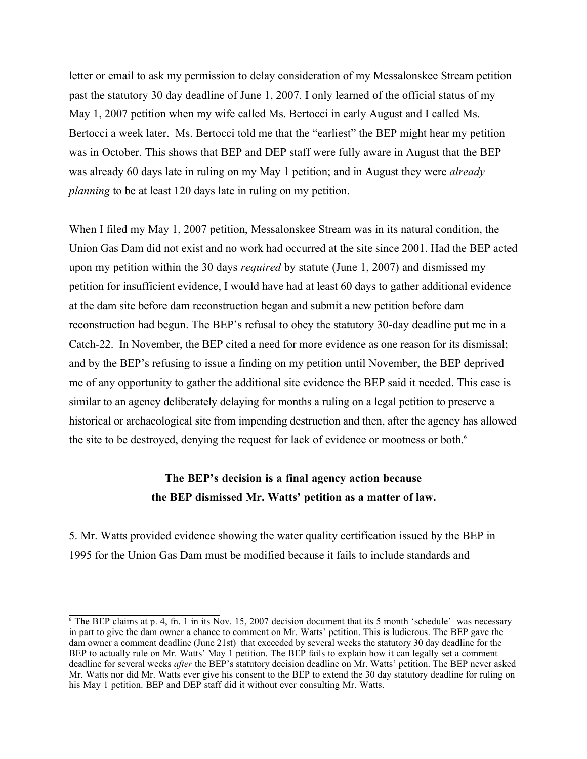letter or email to ask my permission to delay consideration of my Messalonskee Stream petition past the statutory 30 day deadline of June 1, 2007. I only learned of the official status of my May 1, 2007 petition when my wife called Ms. Bertocci in early August and I called Ms. Bertocci a week later. Ms. Bertocci told me that the "earliest" the BEP might hear my petition was in October. This shows that BEP and DEP staff were fully aware in August that the BEP was already 60 days late in ruling on my May 1 petition; and in August they were *already planning* to be at least 120 days late in ruling on my petition.

When I filed my May 1, 2007 petition, Messalonskee Stream was in its natural condition, the Union Gas Dam did not exist and no work had occurred at the site since 2001. Had the BEP acted upon my petition within the 30 days *required* by statute (June 1, 2007) and dismissed my petition for insufficient evidence, I would have had at least 60 days to gather additional evidence at the dam site before dam reconstruction began and submit a new petition before dam reconstruction had begun. The BEP's refusal to obey the statutory 30-day deadline put me in a Catch-22. In November, the BEP cited a need for more evidence as one reason for its dismissal; and by the BEP's refusing to issue a finding on my petition until November, the BEP deprived me of any opportunity to gather the additional site evidence the BEP said it needed. This case is similar to an agency deliberately delaying for months a ruling on a legal petition to preserve a historical or archaeological site from impending destruction and then, after the agency has allowed the site to be destroyed, denying the request for lack of evidence or mootness or both.[6]

**The BEP's decision is a final agency action because the BEP dismissed Mr. Watts' petition as a matter of law.**

5. Mr. Watts provided evidence showing the water quality certification issued by the BEP in 1995 for the Union Gas Dam must be modified because it fails to include standards and

[6] The BEP claims at p. 4, fn. 1 in its Nov. 15, 2007 decision document that its 5 month 'schedule' was necessary in part to give the dam owner a chance to comment on Mr. Watts' petition. This is ludicrous. The BEP gave the dam owner a comment deadline (June 21st) that exceeded by several weeks the statutory 30 day deadline for the BEP to actually rule on Mr. Watts' May 1 petition. The BEP fails to explain how it can legally set a comment deadline for several weeks *after* the BEP's statutory decision deadline on Mr. Watts' petition. The BEP never asked Mr. Watts nor did Mr. Watts ever give his consent to the BEP to extend the 30 day statutory deadline for ruling on his May 1 petition. BEP and DEP staff did it without ever consulting Mr. Watts.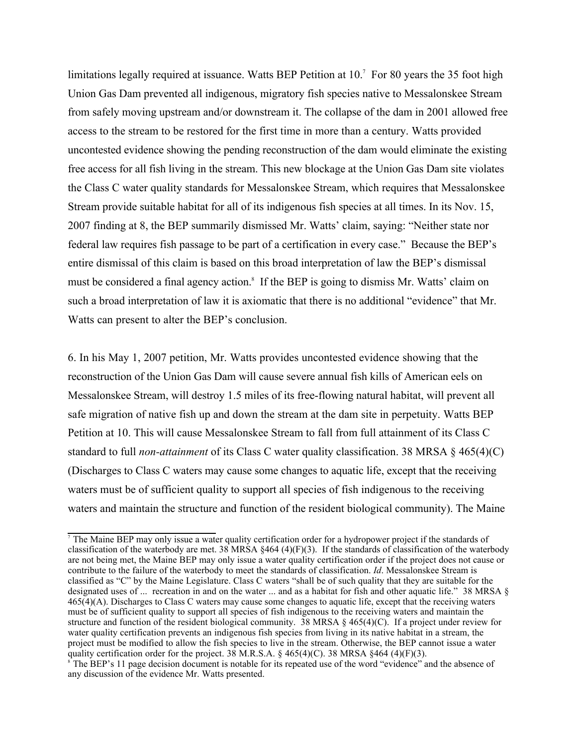limitations legally required at issuance. Watts BEP Petition at 10.[7] For 80 years the 35 foot high Union Gas Dam prevented all indigenous, migratory fish species native to Messalonskee Stream from safely moving upstream and/or downstream it. The collapse of the dam in 2001 allowed free access to the stream to be restored for the first time in more than a century. Watts provided uncontested evidence showing the pending reconstruction of the dam would eliminate the existing free access for all fish living in the stream. This new blockage at the Union Gas Dam site violates the Class C water quality standards for Messalonskee Stream, which requires that Messalonskee Stream provide suitable habitat for all of its indigenous fish species at all times. In its Nov. 15, 2007 finding at 8, the BEP summarily dismissed Mr. Watts' claim, saying: "Neither state nor federal law requires fish passage to be part of a certification in every case." Because the BEP's entire dismissal of this claim is based on this broad interpretation of law the BEP's dismissal must be considered a final agency action.[8] If the BEP is going to dismiss Mr. Watts' claim on such a broad interpretation of law it is axiomatic that there is no additional "evidence" that Mr. Watts can present to alter the BEP's conclusion.

6. In his May 1, 2007 petition, Mr. Watts provides uncontested evidence showing that the reconstruction of the Union Gas Dam will cause severe annual fish kills of American eels on Messalonskee Stream, will destroy 1.5 miles of its free-flowing natural habitat, will prevent all safe migration of native fish up and down the stream at the dam site in perpetuity. Watts BEP Petition at 10. This will cause Messalonskee Stream to fall from full attainment of its Class C standard to full *non-attainment* of its Class C water quality classification. 38 MRSA § 465(4)(C) (Discharges to Class C waters may cause some changes to aquatic life, except that the receiving waters must be of sufficient quality to support all species of fish indigenous to the receiving waters and maintain the structure and function of the resident biological community). The Maine

---

[7] The Maine BEP may only issue a water quality certification order for a hydropower project if the standards of classification of the waterbody are met. 38 MRSA §464 (4)(F)(3). If the standards of classification of the waterbody are not being met, the Maine BEP may only issue a water quality certification order if the project does not cause or contribute to the failure of the waterbody to meet the standards of classification. *Id*. Messalonskee Stream is classified as "C" by the Maine Legislature. Class C waters "shall be of such quality that they are suitable for the designated uses of ... recreation in and on the water ... and as a habitat for fish and other aquatic life." 38 MRSA § 465(4)(A). Discharges to Class C waters may cause some changes to aquatic life, except that the receiving waters must be of sufficient quality to support all species of fish indigenous to the receiving waters and maintain the structure and function of the resident biological community. 38 MRSA § 465(4)(C). If a project under review for water quality certification prevents an indigenous fish species from living in its native habitat in a stream, the project must be modified to allow the fish species to live in the stream. Otherwise, the BEP cannot issue a water quality certification order for the project. 38 M.R.S.A. § 465(4)(C). 38 MRSA §464 (4)(F)(3).

[8] The BEP's 11 page decision document is notable for its repeated use of the word "evidence" and the absence of any discussion of the evidence Mr. Watts presented.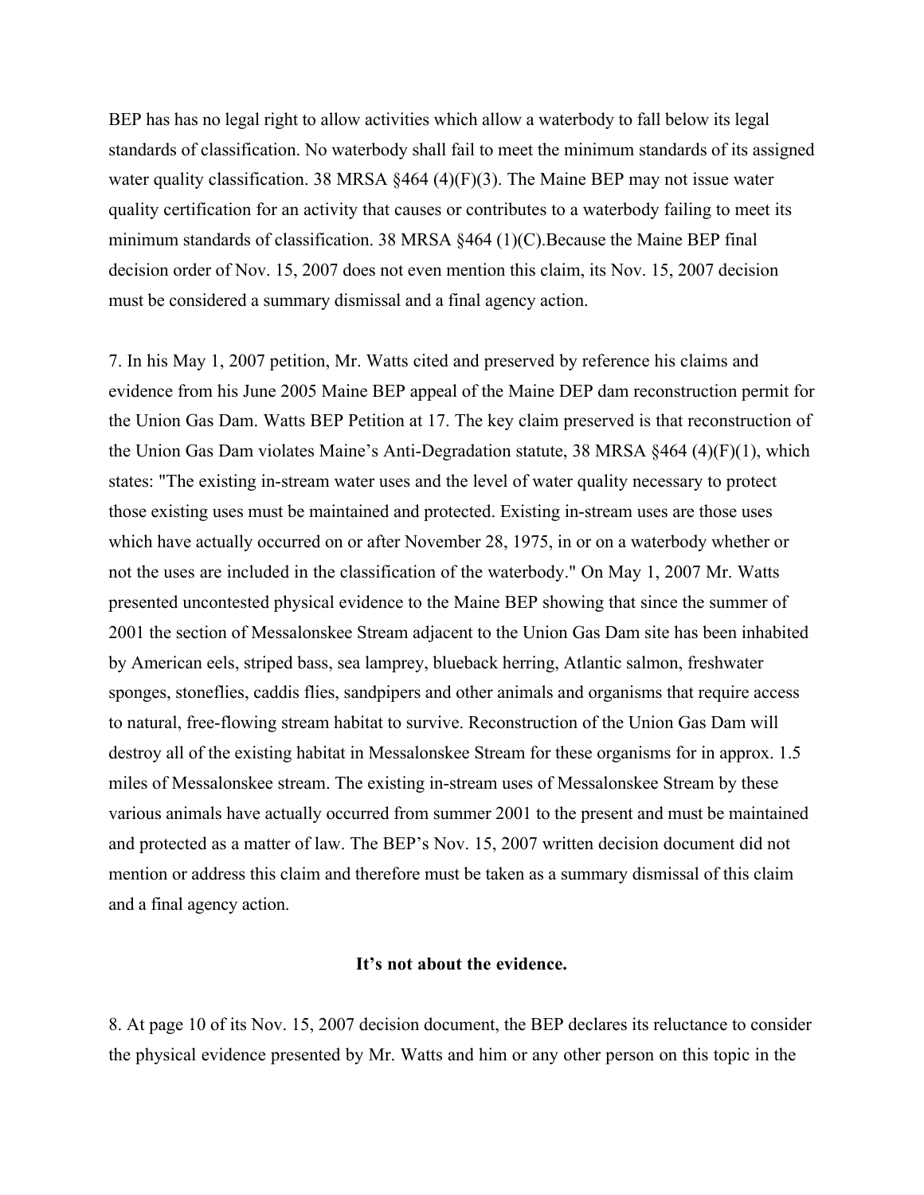BEP has has no legal right to allow activities which allow a waterbody to fall below its legal standards of classification. No waterbody shall fail to meet the minimum standards of its assigned water quality classification. 38 MRSA §464 (4)(F)(3). The Maine BEP may not issue water quality certification for an activity that causes or contributes to a waterbody failing to meet its minimum standards of classification. 38 MRSA §464 (1)(C).Because the Maine BEP final decision order of Nov. 15, 2007 does not even mention this claim, its Nov. 15, 2007 decision must be considered a summary dismissal and a final agency action.

7. In his May 1, 2007 petition, Mr. Watts cited and preserved by reference his claims and evidence from his June 2005 Maine BEP appeal of the Maine DEP dam reconstruction permit for the Union Gas Dam. Watts BEP Petition at 17. The key claim preserved is that reconstruction of the Union Gas Dam violates Maine's Anti-Degradation statute, 38 MRSA §464 (4)(F)(1), which states: "The existing in-stream water uses and the level of water quality necessary to protect those existing uses must be maintained and protected. Existing in-stream uses are those uses which have actually occurred on or after November 28, 1975, in or on a waterbody whether or not the uses are included in the classification of the waterbody." On May 1, 2007 Mr. Watts presented uncontested physical evidence to the Maine BEP showing that since the summer of 2001 the section of Messalonskee Stream adjacent to the Union Gas Dam site has been inhabited by American eels, striped bass, sea lamprey, blueback herring, Atlantic salmon, freshwater sponges, stoneflies, caddis flies, sandpipers and other animals and organisms that require access to natural, free-flowing stream habitat to survive. Reconstruction of the Union Gas Dam will destroy all of the existing habitat in Messalonskee Stream for these organisms for in approx. 1.5 miles of Messalonskee stream. The existing in-stream uses of Messalonskee Stream by these various animals have actually occurred from summer 2001 to the present and must be maintained and protected as a matter of law. The BEP's Nov. 15, 2007 written decision document did not mention or address this claim and therefore must be taken as a summary dismissal of this claim and a final agency action.

**It's not about the evidence.**

8. At page 10 of its Nov. 15, 2007 decision document, the BEP declares its reluctance to consider the physical evidence presented by Mr. Watts and him or any other person on this topic in the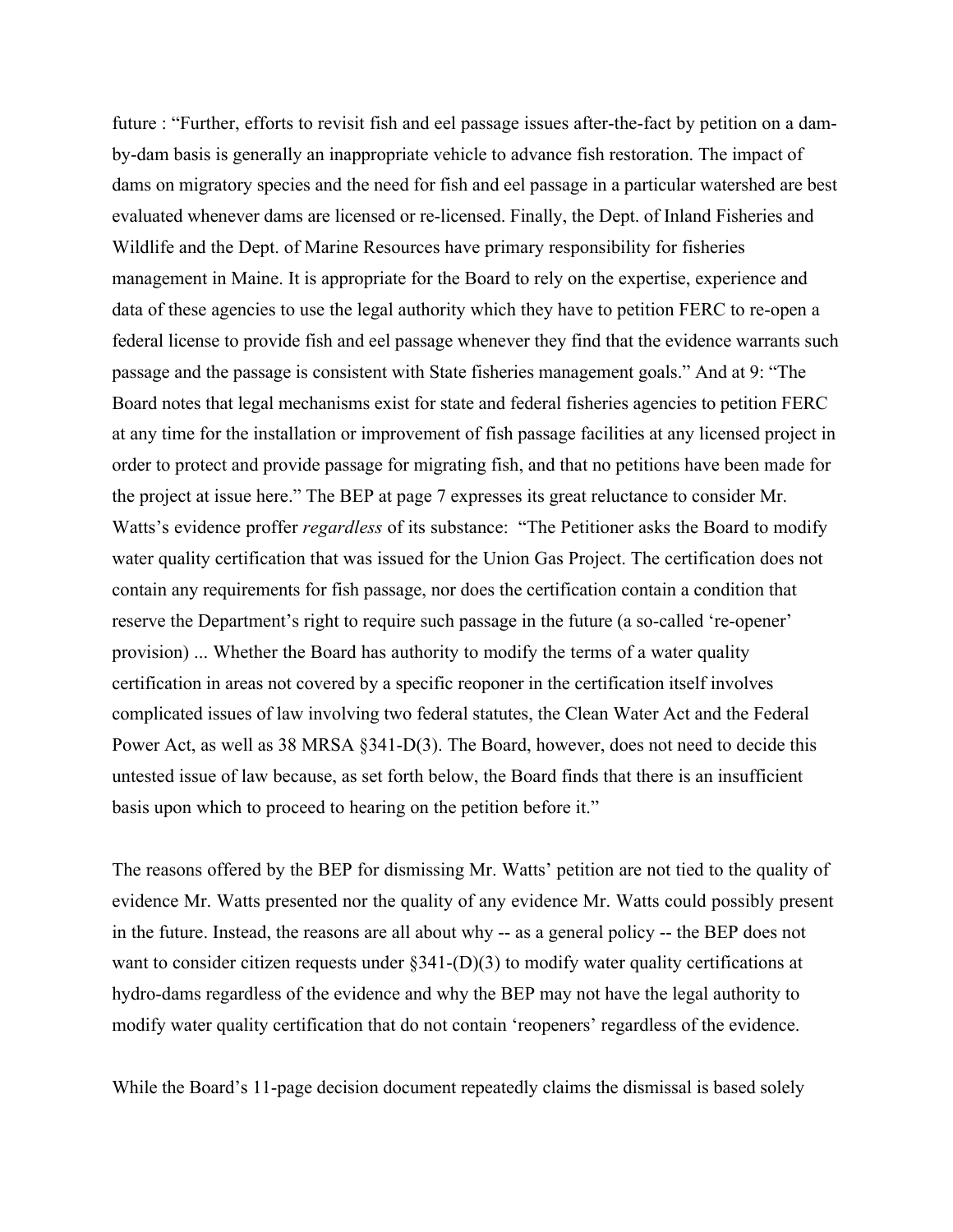future : "Further, efforts to revisit fish and eel passage issues after-the-fact by petition on a dam-by-dam basis is generally an inappropriate vehicle to advance fish restoration. The impact of dams on migratory species and the need for fish and eel passage in a particular watershed are best evaluated whenever dams are licensed or re-licensed. Finally, the Dept. of Inland Fisheries and Wildlife and the Dept. of Marine Resources have primary responsibility for fisheries management in Maine. It is appropriate for the Board to rely on the expertise, experience and data of these agencies to use the legal authority which they have to petition FERC to re-open a federal license to provide fish and eel passage whenever they find that the evidence warrants such passage and the passage is consistent with State fisheries management goals." And at 9: "The Board notes that legal mechanisms exist for state and federal fisheries agencies to petition FERC at any time for the installation or improvement of fish passage facilities at any licensed project in order to protect and provide passage for migrating fish, and that no petitions have been made for the project at issue here." The BEP at page 7 expresses its great reluctance to consider Mr. Watts's evidence proffer *regardless* of its substance: "The Petitioner asks the Board to modify water quality certification that was issued for the Union Gas Project. The certification does not contain any requirements for fish passage, nor does the certification contain a condition that reserve the Department's right to require such passage in the future (a so-called 're-opener' provision) ... Whether the Board has authority to modify the terms of a water quality certification in areas not covered by a specific reoponer in the certification itself involves complicated issues of law involving two federal statutes, the Clean Water Act and the Federal Power Act, as well as 38 MRSA §341-D(3). The Board, however, does not need to decide this untested issue of law because, as set forth below, the Board finds that there is an insufficient basis upon which to proceed to hearing on the petition before it."

The reasons offered by the BEP for dismissing Mr. Watts' petition are not tied to the quality of evidence Mr. Watts presented nor the quality of any evidence Mr. Watts could possibly present in the future. Instead, the reasons are all about why -- as a general policy -- the BEP does not want to consider citizen requests under §341-(D)(3) to modify water quality certifications at hydro-dams regardless of the evidence and why the BEP may not have the legal authority to modify water quality certification that do not contain 'reopeners' regardless of the evidence.

While the Board's 11-page decision document repeatedly claims the dismissal is based solely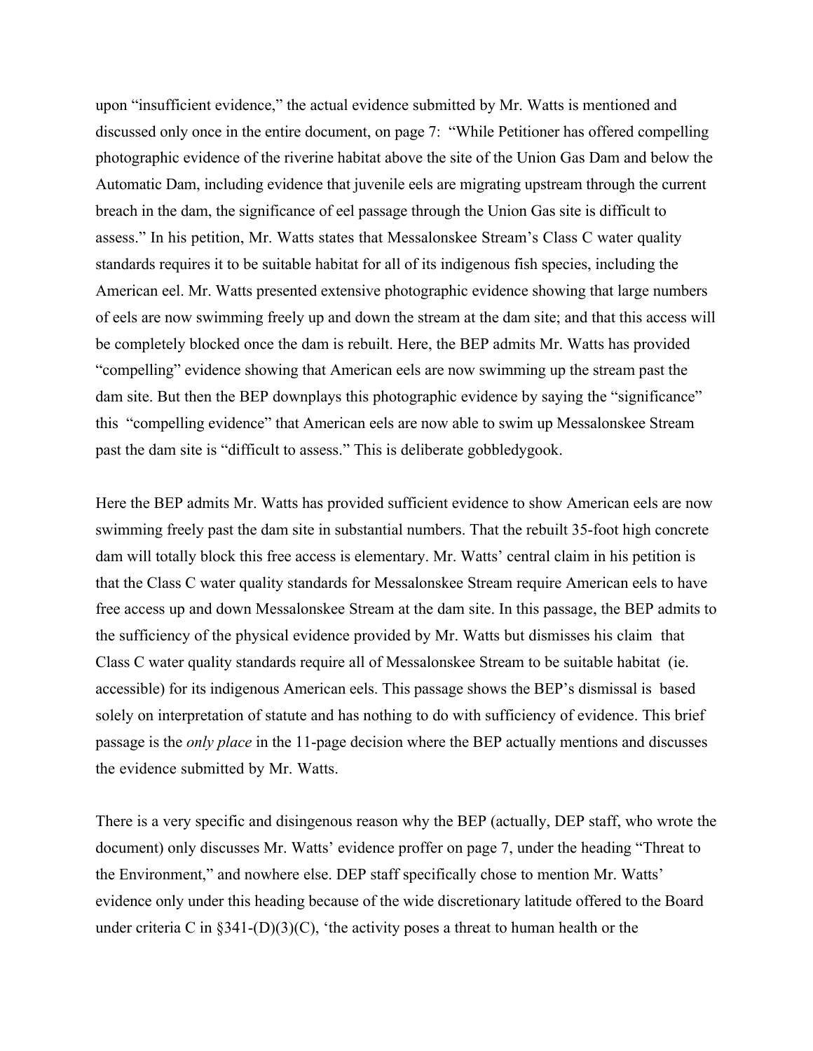upon "insufficient evidence," the actual evidence submitted by Mr. Watts is mentioned and discussed only once in the entire document, on page 7: "While Petitioner has offered compelling photographic evidence of the riverine habitat above the site of the Union Gas Dam and below the Automatic Dam, including evidence that juvenile eels are migrating upstream through the current breach in the dam, the significance of eel passage through the Union Gas site is difficult to assess." In his petition, Mr. Watts states that Messalonskee Stream's Class C water quality standards requires it to be suitable habitat for all of its indigenous fish species, including the American eel. Mr. Watts presented extensive photographic evidence showing that large numbers of eels are now swimming freely up and down the stream at the dam site; and that this access will be completely blocked once the dam is rebuilt. Here, the BEP admits Mr. Watts has provided "compelling" evidence showing that American eels are now swimming up the stream past the dam site. But then the BEP downplays this photographic evidence by saying the "significance" this "compelling evidence" that American eels are now able to swim up Messalonskee Stream past the dam site is "difficult to assess." This is deliberate gobbledygook.

Here the BEP admits Mr. Watts has provided sufficient evidence to show American eels are now swimming freely past the dam site in substantial numbers. That the rebuilt 35-foot high concrete dam will totally block this free access is elementary. Mr. Watts' central claim in his petition is that the Class C water quality standards for Messalonskee Stream require American eels to have free access up and down Messalonskee Stream at the dam site. In this passage, the BEP admits to the sufficiency of the physical evidence provided by Mr. Watts but dismisses his claim that Class C water quality standards require all of Messalonskee Stream to be suitable habitat (ie. accessible) for its indigenous American eels. This passage shows the BEP's dismissal is based solely on interpretation of statute and has nothing to do with sufficiency of evidence. This brief passage is the *only place* in the 11-page decision where the BEP actually mentions and discusses the evidence submitted by Mr. Watts.

There is a very specific and disingenuous reason why the BEP (actually, DEP staff, who wrote the document) only discusses Mr. Watts' evidence proffer on page 7, under the heading "Threat to the Environment," and nowhere else. DEP staff specifically chose to mention Mr. Watts' evidence only under this heading because of the wide discretionary latitude offered to the Board under criteria C in §341-(D)(3)(C), 'the activity poses a threat to human health or the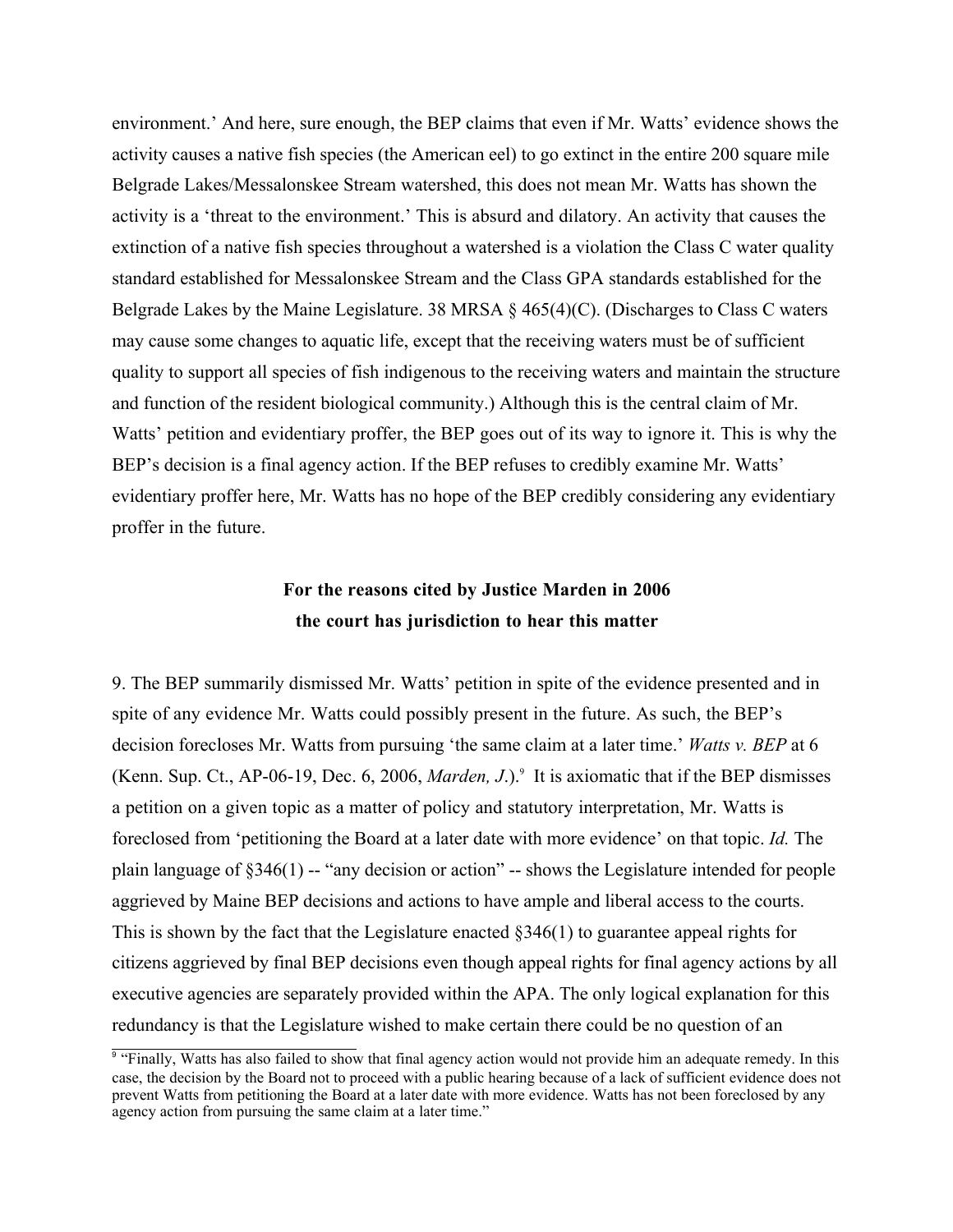environment.' And here, sure enough, the BEP claims that even if Mr. Watts' evidence shows the activity causes a native fish species (the American eel) to go extinct in the entire 200 square mile Belgrade Lakes/Messalonskee Stream watershed, this does not mean Mr. Watts has shown the activity is a 'threat to the environment.' This is absurd and dilatory. An activity that causes the extinction of a native fish species throughout a watershed is a violation the Class C water quality standard established for Messalonskee Stream and the Class GPA standards established for the Belgrade Lakes by the Maine Legislature. 38 MRSA § 465(4)(C). (Discharges to Class C waters may cause some changes to aquatic life, except that the receiving waters must be of sufficient quality to support all species of fish indigenous to the receiving waters and maintain the structure and function of the resident biological community.) Although this is the central claim of Mr. Watts' petition and evidentiary proffer, the BEP goes out of its way to ignore it. This is why the BEP's decision is a final agency action. If the BEP refuses to credibly examine Mr. Watts' evidentiary proffer here, Mr. Watts has no hope of the BEP credibly considering any evidentiary proffer in the future.

**For the reasons cited by Justice Marden in 2006**
**the court has jurisdiction to hear this matter**

9. The BEP summarily dismissed Mr. Watts' petition in spite of the evidence presented and in spite of any evidence Mr. Watts could possibly present in the future. As such, the BEP's decision forecloses Mr. Watts from pursuing 'the same claim at a later time.' *Watts v. BEP* at 6 (Kenn. Sup. Ct., AP-06-19, Dec. 6, 2006, *Marden, J.*).[9] It is axiomatic that if the BEP dismisses a petition on a given topic as a matter of policy and statutory interpretation, Mr. Watts is foreclosed from 'petitioning the Board at a later date with more evidence' on that topic. *Id.* The plain language of §346(1) -- "any decision or action" -- shows the Legislature intended for people aggrieved by Maine BEP decisions and actions to have ample and liberal access to the courts. This is shown by the fact that the Legislature enacted §346(1) to guarantee appeal rights for citizens aggrieved by final BEP decisions even though appeal rights for final agency actions by all executive agencies are separately provided within the APA. The only logical explanation for this redundancy is that the Legislature wished to make certain there could be no question of an

[9] "Finally, Watts has also failed to show that final agency action would not provide him an adequate remedy. In this case, the decision by the Board not to proceed with a public hearing because of a lack of sufficient evidence does not prevent Watts from petitioning the Board at a later date with more evidence. Watts has not been foreclosed by any agency action from pursuing the same claim at a later time."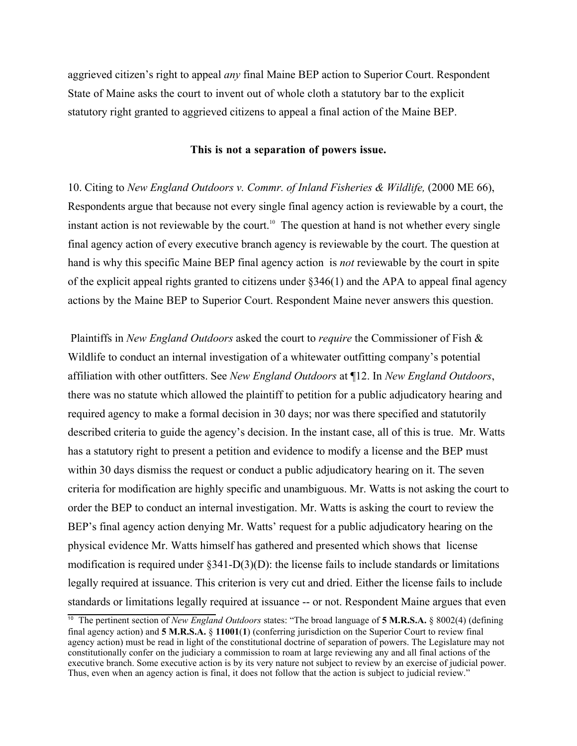aggrieved citizen's right to appeal *any* final Maine BEP action to Superior Court. Respondent State of Maine asks the court to invent out of whole cloth a statutory bar to the explicit statutory right granted to aggrieved citizens to appeal a final action of the Maine BEP.

**This is not a separation of powers issue.**

10. Citing to *New England Outdoors v. Commr. of Inland Fisheries & Wildlife,* (2000 ME 66), Respondents argue that because not every single final agency action is reviewable by a court, the instant action is not reviewable by the court.[10] The question at hand is not whether every single final agency action of every executive branch agency is reviewable by the court. The question at hand is why this specific Maine BEP final agency action is *not* reviewable by the court in spite of the explicit appeal rights granted to citizens under §346(1) and the APA to appeal final agency actions by the Maine BEP to Superior Court. Respondent Maine never answers this question.

Plaintiffs in *New England Outdoors* asked the court to *require* the Commissioner of Fish & Wildlife to conduct an internal investigation of a whitewater outfitting company's potential affiliation with other outfitters. See *New England Outdoors* at ¶12. In *New England Outdoors*, there was no statute which allowed the plaintiff to petition for a public adjudicatory hearing and required agency to make a formal decision in 30 days; nor was there specified and statutorily described criteria to guide the agency's decision. In the instant case, all of this is true. Mr. Watts has a statutory right to present a petition and evidence to modify a license and the BEP must within 30 days dismiss the request or conduct a public adjudicatory hearing on it. The seven criteria for modification are highly specific and unambiguous. Mr. Watts is not asking the court to order the BEP to conduct an internal investigation. Mr. Watts is asking the court to review the BEP's final agency action denying Mr. Watts' request for a public adjudicatory hearing on the physical evidence Mr. Watts himself has gathered and presented which shows that license modification is required under §341-D(3)(D): the license fails to include standards or limitations legally required at issuance. This criterion is very cut and dried. Either the license fails to include standards or limitations legally required at issuance -- or not. Respondent Maine argues that even

[10] The pertinent section of *New England Outdoors* states: "The broad language of **5 M.R.S.A.** § 8002(4) (defining final agency action) and **5 M.R.S.A.** § **11001**(**1**) (conferring jurisdiction on the Superior Court to review final agency action) must be read in light of the constitutional doctrine of separation of powers. The Legislature may not constitutionally confer on the judiciary a commission to roam at large reviewing any and all final actions of the executive branch. Some executive action is by its very nature not subject to review by an exercise of judicial power. Thus, even when an agency action is final, it does not follow that the action is subject to judicial review."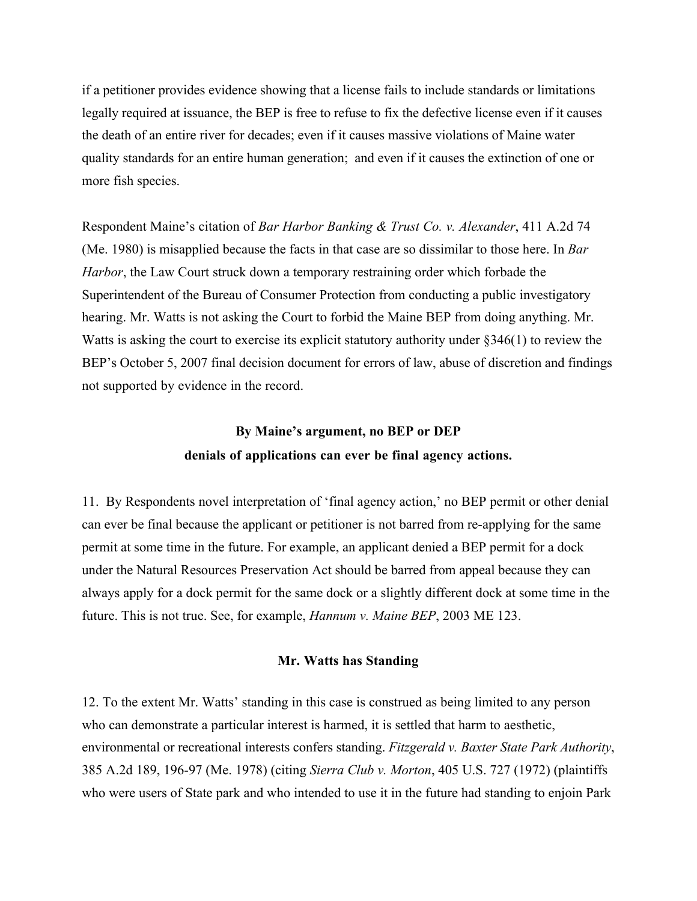if a petitioner provides evidence showing that a license fails to include standards or limitations legally required at issuance, the BEP is free to refuse to fix the defective license even if it causes the death of an entire river for decades; even if it causes massive violations of Maine water quality standards for an entire human generation; and even if it causes the extinction of one or more fish species.

Respondent Maine's citation of *Bar Harbor Banking & Trust Co. v. Alexander*, 411 A.2d 74 (Me. 1980) is misapplied because the facts in that case are so dissimilar to those here. In *Bar Harbor*, the Law Court struck down a temporary restraining order which forbade the Superintendent of the Bureau of Consumer Protection from conducting a public investigatory hearing. Mr. Watts is not asking the Court to forbid the Maine BEP from doing anything. Mr. Watts is asking the court to exercise its explicit statutory authority under §346(1) to review the BEP's October 5, 2007 final decision document for errors of law, abuse of discretion and findings not supported by evidence in the record.

**By Maine's argument, no BEP or DEP denials of applications can ever be final agency actions.**

11. By Respondents novel interpretation of 'final agency action,' no BEP permit or other denial can ever be final because the applicant or petitioner is not barred from re-applying for the same permit at some time in the future. For example, an applicant denied a BEP permit for a dock under the Natural Resources Preservation Act should be barred from appeal because they can always apply for a dock permit for the same dock or a slightly different dock at some time in the future. This is not true. See, for example, *Hannum v. Maine BEP*, 2003 ME 123.

**Mr. Watts has Standing**

12. To the extent Mr. Watts' standing in this case is construed as being limited to any person who can demonstrate a particular interest is harmed, it is settled that harm to aesthetic, environmental or recreational interests confers standing. *Fitzgerald v. Baxter State Park Authority*, 385 A.2d 189, 196-97 (Me. 1978) (citing *Sierra Club v. Morton*, 405 U.S. 727 (1972) (plaintiffs who were users of State park and who intended to use it in the future had standing to enjoin Park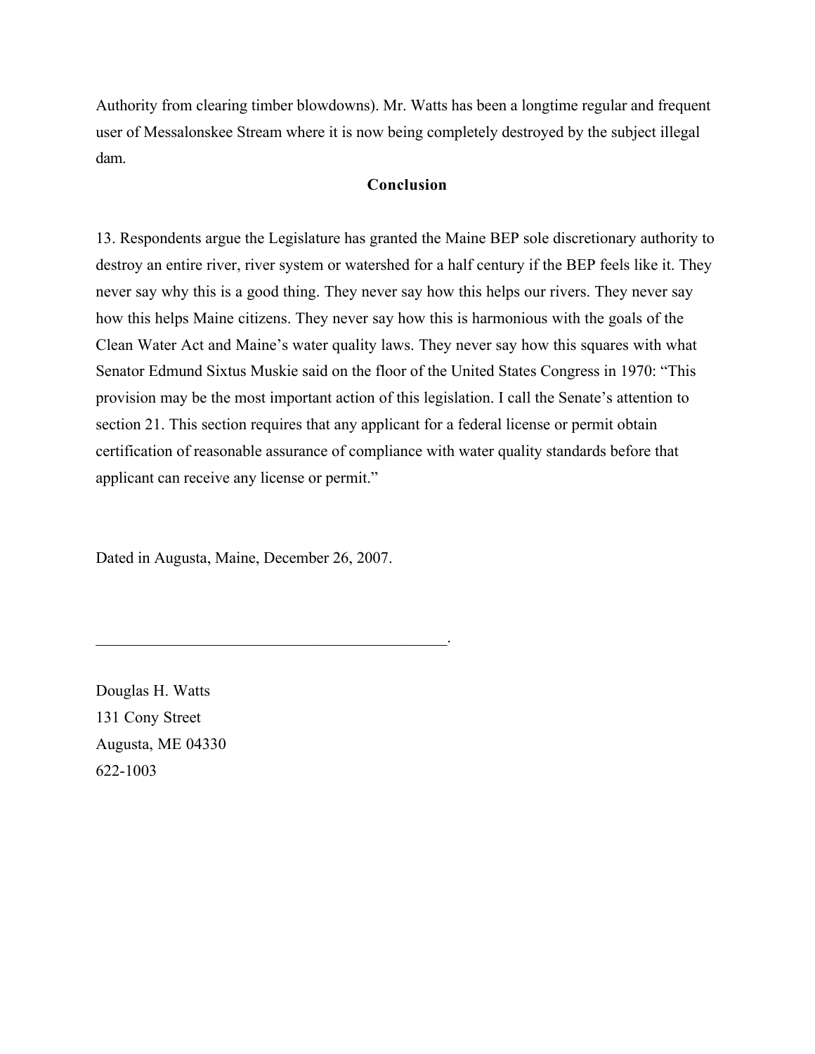Authority from clearing timber blowdowns). Mr. Watts has been a longtime regular and frequent user of Messalonskee Stream where it is now being completely destroyed by the subject illegal dam.

## Conclusion

13. Respondents argue the Legislature has granted the Maine BEP sole discretionary authority to destroy an entire river, river system or watershed for a half century if the BEP feels like it. They never say why this is a good thing. They never say how this helps our rivers. They never say how this helps Maine citizens. They never say how this is harmonious with the goals of the Clean Water Act and Maine's water quality laws. They never say how this squares with what Senator Edmund Sixtus Muskie said on the floor of the United States Congress in 1970: "This provision may be the most important action of this legislation. I call the Senate's attention to section 21. This section requires that any applicant for a federal license or permit obtain certification of reasonable assurance of compliance with water quality standards before that applicant can receive any license or permit."

Dated in Augusta, Maine, December 26, 2007.

_____________________________________________.

Douglas H. Watts
131 Cony Street
Augusta, ME 04330
622-1003